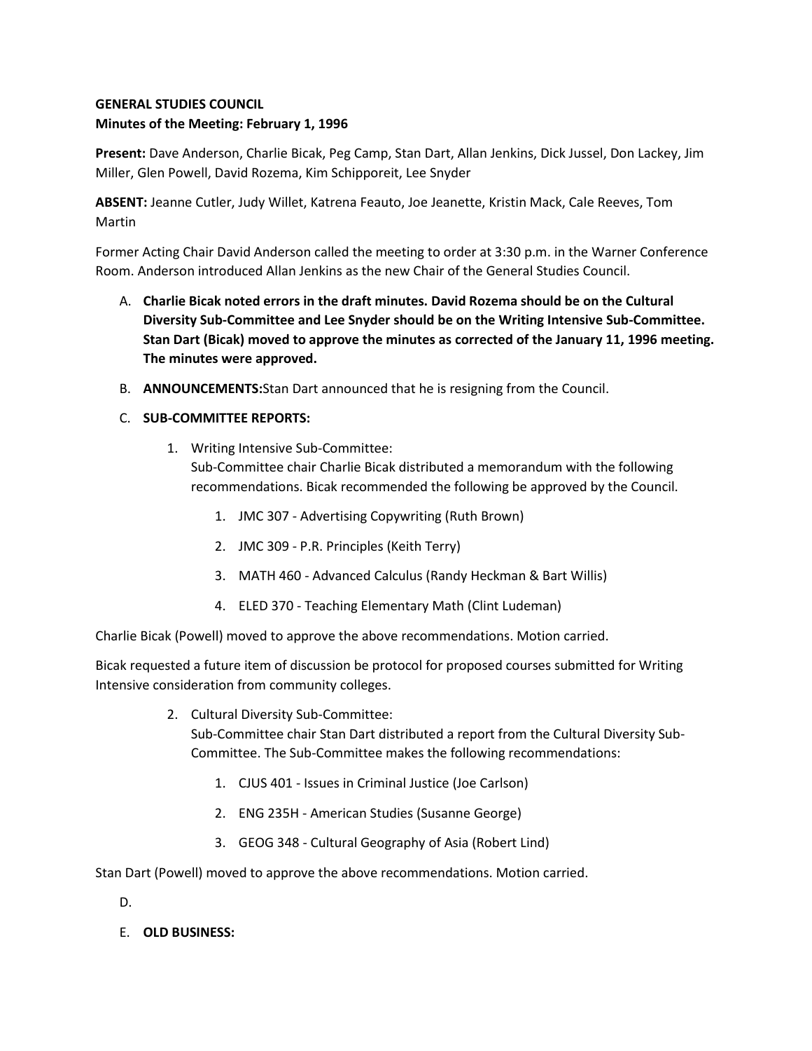**GENERAL STUDIES COUNCIL**
**Minutes of the Meeting: February 1, 1996**

**Present:** Dave Anderson, Charlie Bicak, Peg Camp, Stan Dart, Allan Jenkins, Dick Jussel, Don Lackey, Jim Miller, Glen Powell, David Rozema, Kim Schipporeit, Lee Snyder

**ABSENT:** Jeanne Cutler, Judy Willet, Katrena Feauto, Joe Jeanette, Kristin Mack, Cale Reeves, Tom Martin

Former Acting Chair David Anderson called the meeting to order at 3:30 p.m. in the Warner Conference Room. Anderson introduced Allan Jenkins as the new Chair of the General Studies Council.

A. **Charlie Bicak noted errors in the draft minutes. David Rozema should be on the Cultural Diversity Sub-Committee and Lee Snyder should be on the Writing Intensive Sub-Committee. Stan Dart (Bicak) moved to approve the minutes as corrected of the January 11, 1996 meeting. The minutes were approved.**

B. **ANNOUNCEMENTS:**Stan Dart announced that he is resigning from the Council.

C. **SUB-COMMITTEE REPORTS:**

   1. Writing Intensive Sub-Committee:
      Sub-Committee chair Charlie Bicak distributed a memorandum with the following recommendations. Bicak recommended the following be approved by the Council.

      1. JMC 307 - Advertising Copywriting (Ruth Brown)
      2. JMC 309 - P.R. Principles (Keith Terry)
      3. MATH 460 - Advanced Calculus (Randy Heckman & Bart Willis)
      4. ELED 370 - Teaching Elementary Math (Clint Ludeman)

Charlie Bicak (Powell) moved to approve the above recommendations. Motion carried.

Bicak requested a future item of discussion be protocol for proposed courses submitted for Writing Intensive consideration from community colleges.

   2. Cultural Diversity Sub-Committee:
      Sub-Committee chair Stan Dart distributed a report from the Cultural Diversity Sub-Committee. The Sub-Committee makes the following recommendations:

      1. CJUS 401 - Issues in Criminal Justice (Joe Carlson)
      2. ENG 235H - American Studies (Susanne George)
      3. GEOG 348 - Cultural Geography of Asia (Robert Lind)

Stan Dart (Powell) moved to approve the above recommendations. Motion carried.

D.

E. **OLD BUSINESS:**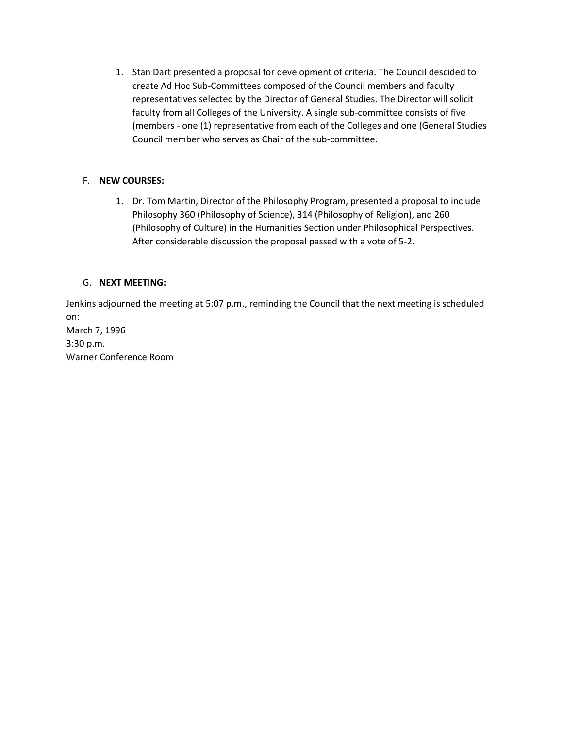1. Stan Dart presented a proposal for development of criteria. The Council descided to create Ad Hoc Sub-Committees composed of the Council members and faculty representatives selected by the Director of General Studies. The Director will solicit faculty from all Colleges of the University. A single sub-committee consists of five (members - one (1) representative from each of the Colleges and one (General Studies Council member who serves as Chair of the sub-committee.

F. **NEW COURSES:**

1. Dr. Tom Martin, Director of the Philosophy Program, presented a proposal to include Philosophy 360 (Philosophy of Science), 314 (Philosophy of Religion), and 260 (Philosophy of Culture) in the Humanities Section under Philosophical Perspectives. After considerable discussion the proposal passed with a vote of 5-2.

G. **NEXT MEETING:**

Jenkins adjourned the meeting at 5:07 p.m., reminding the Council that the next meeting is scheduled on:
March 7, 1996
3:30 p.m.
Warner Conference Room